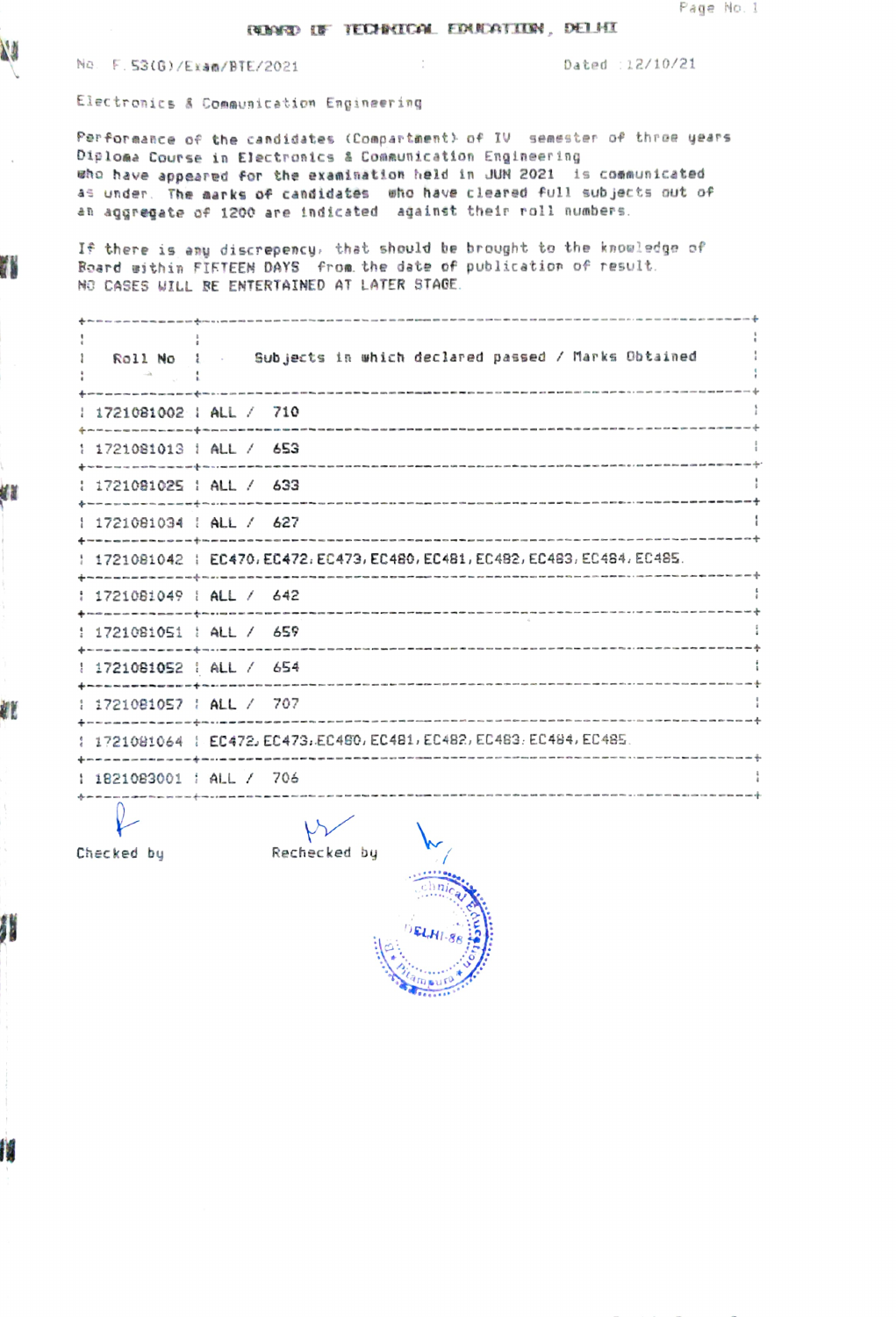# BOARD OF TECHNICAL EDUCATION, DELHI

No. F.53(G)/Exam/BTE/2021 Dated : 12/10/21

Electronics & Communication Engineering

Performance of the candidates (Compartment) of IV semester of three years Diploma Course in Electronics & Communication Engineering who have appeared for the examination held in JUN 2021 is communicated as under. The marks of candidates who have cleared full subjects out of an aggregate of 1200 are indicated against their roll numbers.

If there is any discrepency, that should be brought to the knowledge of Board within FIFTEEN DAYS from the date of publication of result. NO CASES WILL BE ENTERTAINED AT LATER STAGE.

| Roll No | Subjects in which declared passed / Marks Obtained |
|---|---|
| 1721081002 | ALL / 710 |
| 1721081013 | ALL / 653 |
| 1721081025 | ALL / 633 |
| 1721081034 | ALL / 627 |
| 1721081042 | EC470, EC472, EC473, EC480, EC481, EC482, EC483, EC484, EC485 |
| 1721081049 | ALL / 642 |
| 1721081051 | ALL / 659 |
| 1721081052 | ALL / 654 |
| 1721081057 | ALL / 707 |
| 1721081064 | EC472, EC473, EC480, EC481, EC482, EC483, EC484, EC485 |
| 1821083001 | ALL / 706 |

Checked by Rechecked by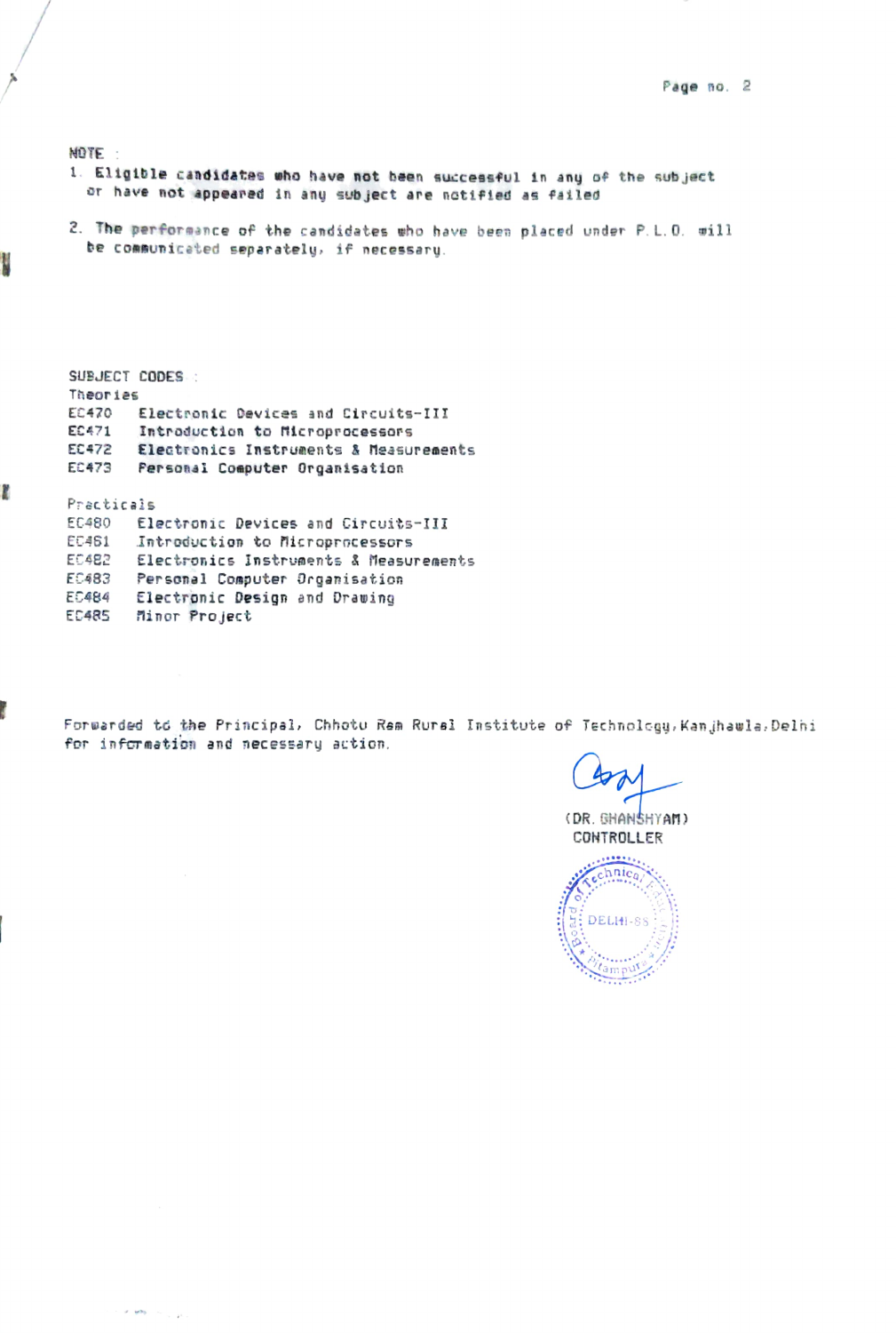NOTE :

1. Eligible candidates who have not been successful in any of the subject or have not appeared in any subject are notified as failed

2. The performance of the candidates who have been placed under P.L.O. will be communicated separately, if necessary.

SUBJECT CODES :

Theories

| | |
|---|---|
| EC470 | Electronic Devices and Circuits-III |
| EC471 | Introduction to Microprocessors |
| EC472 | Electronics Instruments & Measurements |
| EC473 | Personal Computer Organisation |

Practicals

| | |
|---|---|
| EC480 | Electronic Devices and Circuits-III |
| EC481 | Introduction to Microprocessors |
| EC482 | Electronics Instruments & Measurements |
| EC483 | Personal Computer Organisation |
| EC484 | Electronic Design and Drawing |
| EC485 | Minor Project |

Forwarded to the Principal, Chhotu Ram Rural Institute of Technology, Kanjhawla, Delhi for information and necessary action.

(DR. GHANSHYAM)
CONTROLLER

Board of Technical Education, Pitampura, DELHI-88